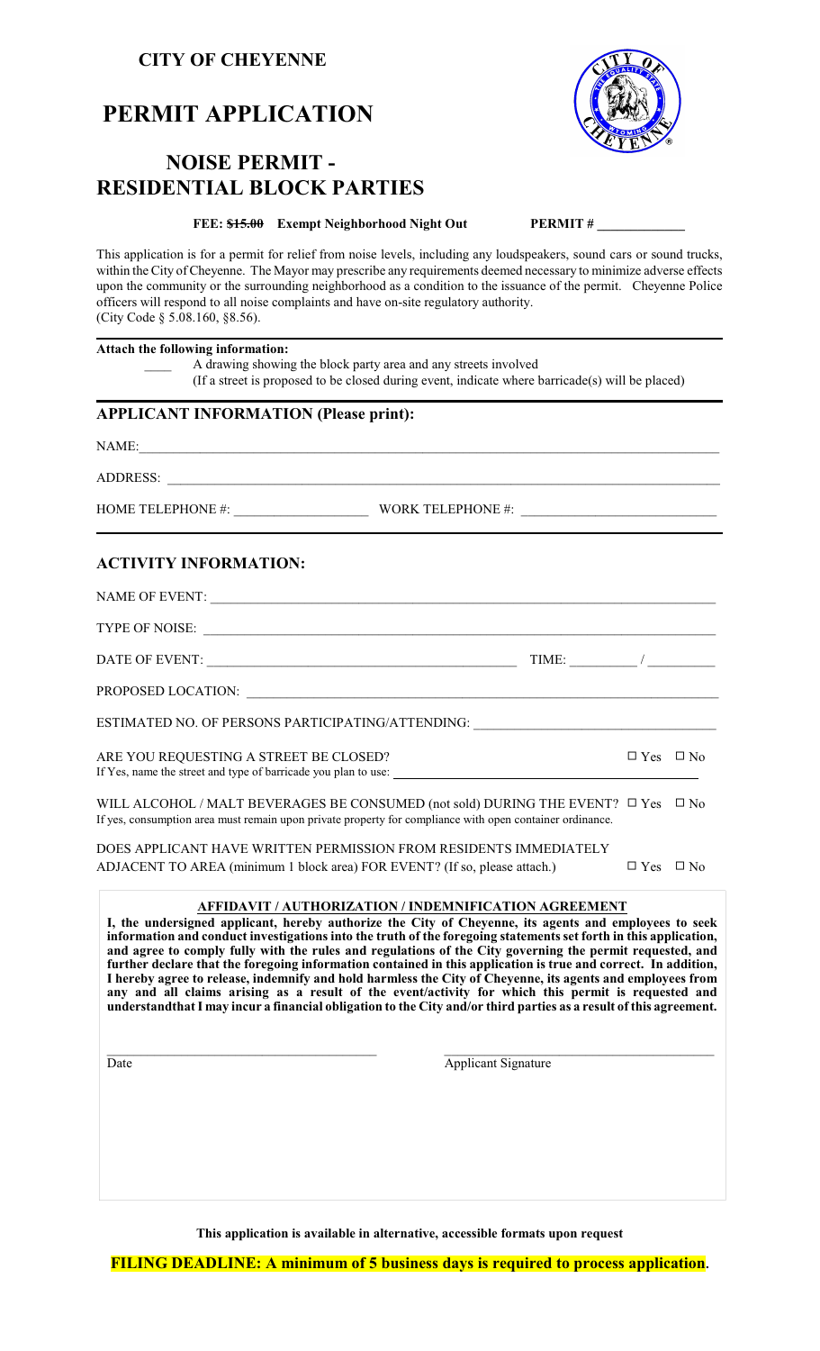**CITY OF CHEYENNE**

# PERMIT APPLICATION

## NOISE PERMIT - RESIDENTIAL BLOCK PARTIES

**FEE: ~~$15.00~~ Exempt Neighborhood Night Out** **PERMIT # \_\_\_\_\_\_\_\_\_\_\_\_**

This application is for a permit for relief from noise levels, including any loudspeakers, sound cars or sound trucks, within the City of Cheyenne. The Mayor may prescribe any requirements deemed necessary to minimize adverse effects upon the community or the surrounding neighborhood as a condition to the issuance of the permit. Cheyenne Police officers will respond to all noise complaints and have on-site regulatory authority. (City Code § 5.08.160, §8.56).

**Attach the following information:**

\_\_\_\_ A drawing showing the block party area and any streets involved
(If a street is proposed to be closed during event, indicate where barricade(s) will be placed)

### APPLICANT INFORMATION (Please print):

NAME: \_\_\_\_\_\_\_\_\_\_\_\_\_\_\_\_\_\_\_\_\_\_\_\_\_\_\_\_\_\_\_\_\_\_\_\_\_\_\_\_

ADDRESS: \_\_\_\_\_\_\_\_\_\_\_\_\_\_\_\_\_\_\_\_\_\_\_\_\_\_\_\_\_\_\_\_\_\_\_\_\_\_\_\_

HOME TELEPHONE #: \_\_\_\_\_\_\_\_\_\_\_\_\_\_\_\_\_\_\_ WORK TELEPHONE #: \_\_\_\_\_\_\_\_\_\_\_\_\_\_\_\_\_\_\_\_\_\_\_\_\_\_\_\_

### ACTIVITY INFORMATION:

NAME OF EVENT: \_\_\_\_\_\_\_\_\_\_\_\_\_\_\_\_\_\_\_\_\_\_\_\_\_\_\_\_\_\_\_\_\_\_\_\_\_\_\_\_

TYPE OF NOISE: \_\_\_\_\_\_\_\_\_\_\_\_\_\_\_\_\_\_\_\_\_\_\_\_\_\_\_\_\_\_\_\_\_\_\_\_\_\_\_\_

DATE OF EVENT: \_\_\_\_\_\_\_\_\_\_\_\_\_\_\_\_\_\_\_\_\_\_\_\_\_\_\_\_\_\_\_\_\_\_\_\_\_\_\_\_\_\_\_\_\_ TIME: \_\_\_\_\_\_\_\_\_\_ / \_\_\_\_\_\_\_\_\_\_

PROPOSED LOCATION: \_\_\_\_\_\_\_\_\_\_\_\_\_\_\_\_\_\_\_\_\_\_\_\_\_\_\_\_\_\_\_\_\_\_\_\_\_\_\_\_

ESTIMATED NO. OF PERSONS PARTICIPATING/ATTENDING: \_\_\_\_\_\_\_\_\_\_\_\_\_\_\_\_\_\_\_\_\_\_\_\_\_\_\_\_\_\_\_\_\_\_\_

ARE YOU REQUESTING A STREET BE CLOSED? ☐ Yes ☐ No
If Yes, name the street and type of barricade you plan to use: \_\_\_\_\_\_\_\_\_\_\_\_\_\_\_\_\_\_\_\_\_\_\_\_\_\_\_\_\_\_\_\_\_\_\_\_\_\_\_\_

WILL ALCOHOL / MALT BEVERAGES BE CONSUMED (not sold) DURING THE EVENT? ☐ Yes ☐ No
If yes, consumption area must remain upon private property for compliance with open container ordinance.

DOES APPLICANT HAVE WRITTEN PERMISSION FROM RESIDENTS IMMEDIATELY ADJACENT TO AREA (minimum 1 block area) FOR EVENT? (If so, please attach.) ☐ Yes ☐ No

**AFFIDAVIT / AUTHORIZATION / INDEMNIFICATION AGREEMENT**

**I, the undersigned applicant, hereby authorize the City of Cheyenne, its agents and employees to seek information and conduct investigations into the truth of the foregoing statements set forth in this application, and agree to comply fully with the rules and regulations of the City governing the permit requested, and further declare that the foregoing information contained in this application is true and correct. In addition, I hereby agree to release, indemnify and hold harmless the City of Cheyenne, its agents and employees from any and all claims arising as a result of the event/activity for which this permit is requested and understandthat I may incur a financial obligation to the City and/or third parties as a result of this agreement.**

\_\_\_\_\_\_\_\_\_\_\_\_\_\_\_\_\_\_\_\_\_\_\_\_\_\_\_\_\_\_\_\_\_\_\_\_\_\_ \_\_\_\_\_\_\_\_\_\_\_\_\_\_\_\_\_\_\_\_\_\_\_\_\_\_\_\_\_\_\_\_\_\_\_\_\_\_
Date Applicant Signature

**This application is available in alternative, accessible formats upon request**

**FILING DEADLINE: A minimum of 5 business days is required to process application.**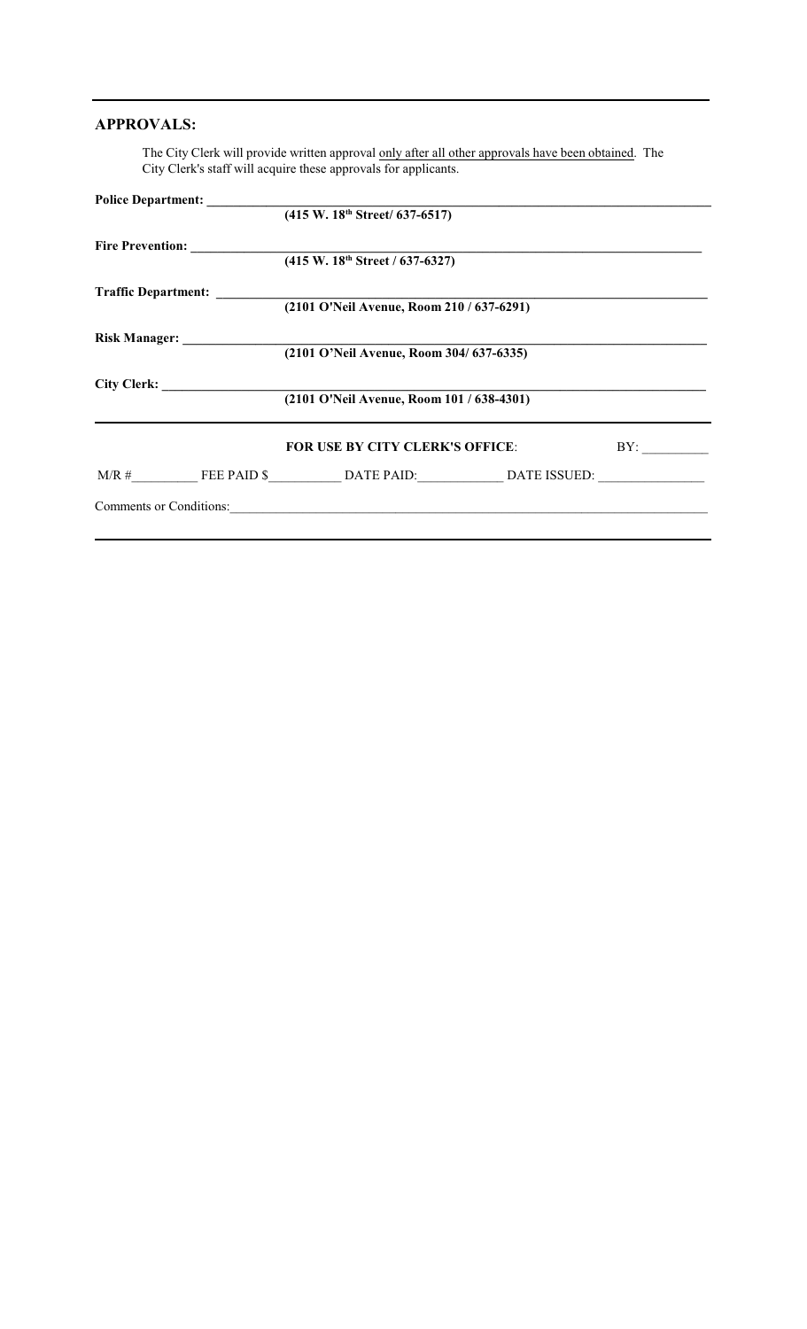## APPROVALS:

The City Clerk will provide written approval <u>only after all other approvals have been obtained</u>. The City Clerk's staff will acquire these approvals for applicants.

**Police Department:** ______________________________
**(415 W. 18th Street/ 637-6517)**

**Fire Prevention:** ______________________________
**(415 W. 18th Street / 637-6327)**

**Traffic Department:** ______________________________
**(2101 O'Neil Avenue, Room 210 / 637-6291)**

**Risk Manager:** ______________________________
**(2101 O'Neil Avenue, Room 304/ 637-6335)**

**City Clerk:** ______________________________
**(2101 O'Neil Avenue, Room 101 / 638-4301)**

---

**FOR USE BY CITY CLERK'S OFFICE**: BY: __________

M/R #__________ FEE PAID $__________ DATE PAID:____________ DATE ISSUED: ______________

Comments or Conditions:______________________________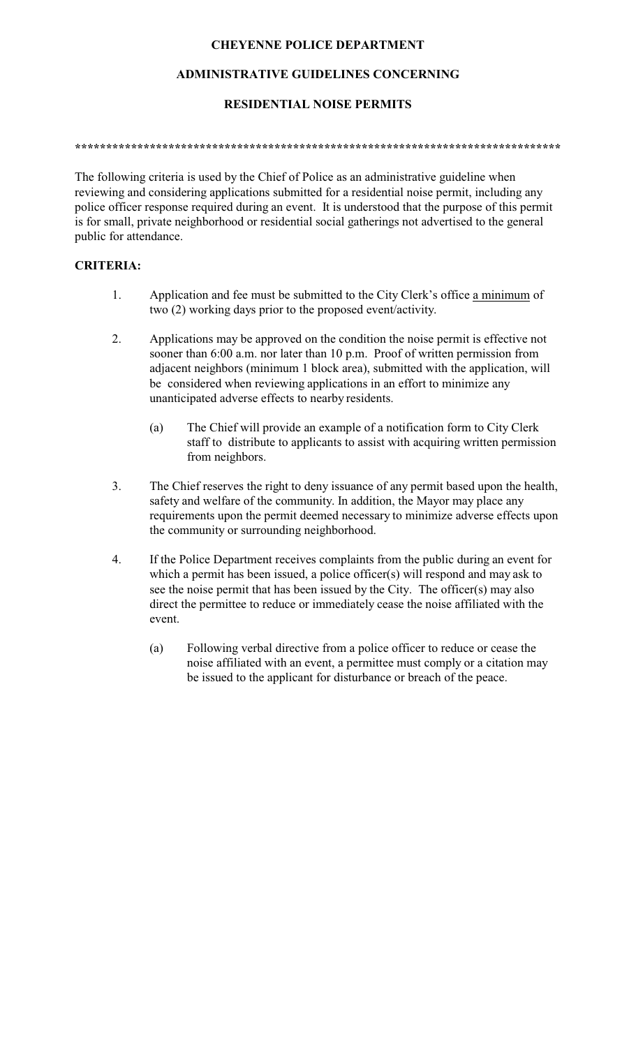**CHEYENNE POLICE DEPARTMENT**

**ADMINISTRATIVE GUIDELINES CONCERNING**

**RESIDENTIAL NOISE PERMITS**

**********************************************************************************

The following criteria is used by the Chief of Police as an administrative guideline when reviewing and considering applications submitted for a residential noise permit, including any police officer response required during an event. It is understood that the purpose of this permit is for small, private neighborhood or residential social gatherings not advertised to the general public for attendance.

**CRITERIA:**

1. Application and fee must be submitted to the City Clerk's office <u>a minimum</u> of two (2) working days prior to the proposed event/activity.

2. Applications may be approved on the condition the noise permit is effective not sooner than 6:00 a.m. nor later than 10 p.m. Proof of written permission from adjacent neighbors (minimum 1 block area), submitted with the application, will be considered when reviewing applications in an effort to minimize any unanticipated adverse effects to nearby residents.

   (a) The Chief will provide an example of a notification form to City Clerk staff to distribute to applicants to assist with acquiring written permission from neighbors.

3. The Chief reserves the right to deny issuance of any permit based upon the health, safety and welfare of the community. In addition, the Mayor may place any requirements upon the permit deemed necessary to minimize adverse effects upon the community or surrounding neighborhood.

4. If the Police Department receives complaints from the public during an event for which a permit has been issued, a police officer(s) will respond and may ask to see the noise permit that has been issued by the City. The officer(s) may also direct the permittee to reduce or immediately cease the noise affiliated with the event.

   (a) Following verbal directive from a police officer to reduce or cease the noise affiliated with an event, a permittee must comply or a citation may be issued to the applicant for disturbance or breach of the peace.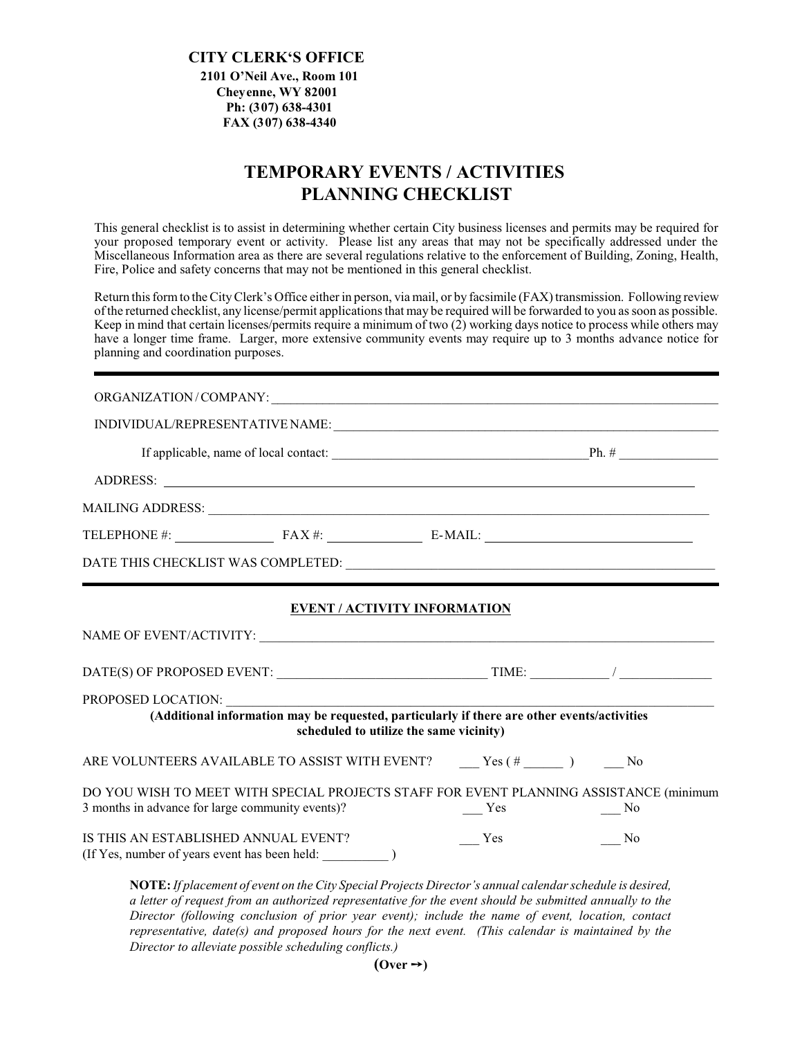**CITY CLERK'S OFFICE**
**2101 O'Neil Ave., Room 101**
**Cheyenne, WY 82001**
**Ph: (307) 638-4301**
**FAX (307) 638-4340**

# TEMPORARY EVENTS / ACTIVITIES PLANNING CHECKLIST

This general checklist is to assist in determining whether certain City business licenses and permits may be required for your proposed temporary event or activity. Please list any areas that may not be specifically addressed under the Miscellaneous Information area as there are several regulations relative to the enforcement of Building, Zoning, Health, Fire, Police and safety concerns that may not be mentioned in this general checklist.

Return this form to the City Clerk's Office either in person, via mail, or by facsimile (FAX) transmission. Following review of the returned checklist, any license/permit applications that may be required will be forwarded to you as soon as possible. Keep in mind that certain licenses/permits require a minimum of two (2) working days notice to process while others may have a longer time frame. Larger, more extensive community events may require up to 3 months advance notice for planning and coordination purposes.

---

ORGANIZATION / COMPANY: ______________________________

INDIVIDUAL/REPRESENTATIVE NAME: ______________________________

If applicable, name of local contact: ______________________________ Ph. # ______________

ADDRESS: ______________________________

MAILING ADDRESS: ______________________________

TELEPHONE #: ______________ FAX #: ______________ E-MAIL: ______________________________

DATE THIS CHECKLIST WAS COMPLETED: ______________________________

---

**EVENT / ACTIVITY INFORMATION**

NAME OF EVENT/ACTIVITY: ______________________________

DATE(S) OF PROPOSED EVENT: ______________________________ TIME: ___________ / _____________

PROPOSED LOCATION: ______________________________

**(Additional information may be requested, particularly if there are other events/activities scheduled to utilize the same vicinity)**

ARE VOLUNTEERS AVAILABLE TO ASSIST WITH EVENT? ___ Yes ( # ______ ) ___ No

DO YOU WISH TO MEET WITH SPECIAL PROJECTS STAFF FOR EVENT PLANNING ASSISTANCE (minimum 3 months in advance for large community events)? ___ Yes ___ No

IS THIS AN ESTABLISHED ANNUAL EVENT? ___ Yes ___ No
(If Yes, number of years event has been held: __________ )

**NOTE:** *If placement of event on the City Special Projects Director's annual calendar schedule is desired, a letter of request from an authorized representative for the event should be submitted annually to the Director (following conclusion of prior year event); include the name of event, location, contact representative, date(s) and proposed hours for the next event. (This calendar is maintained by the Director to alleviate possible scheduling conflicts.)*

**(Over →)**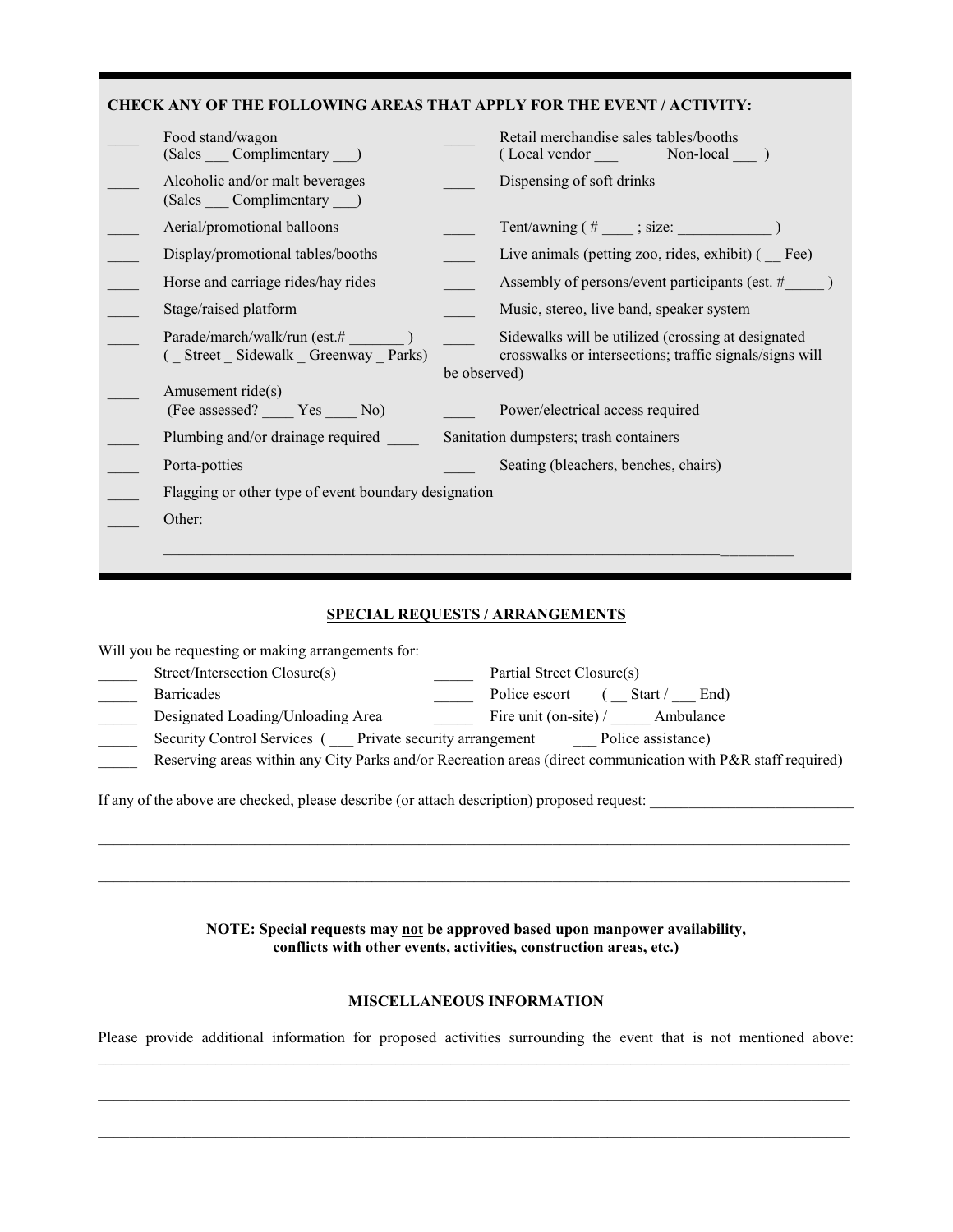**CHECK ANY OF THE FOLLOWING AREAS THAT APPLY FOR THE EVENT / ACTIVITY:**

____ Food stand/wagon (Sales ___ Complimentary ___)

____ Retail merchandise sales tables/booths ( Local vendor ___ Non-local ___ )

____ Alcoholic and/or malt beverages (Sales ___ Complimentary ___)

____ Dispensing of soft drinks

____ Aerial/promotional balloons

____ Tent/awning ( # ____ ; size: ____________ )

____ Display/promotional tables/booths

____ Live animals (petting zoo, rides, exhibit) ( __ Fee)

____ Horse and carriage rides/hay rides

____ Assembly of persons/event participants (est. #_____ )

____ Stage/raised platform

____ Music, stereo, live band, speaker system

____ Parade/march/walk/run (est.# _______ ) ( _ Street _ Sidewalk _ Greenway _ Parks)

____ Sidewalks will be utilized (crossing at designated crosswalks or intersections; traffic signals/signs will be observed)

____ Amusement ride(s) (Fee assessed? ____ Yes ____ No)

____ Power/electrical access required

____ Plumbing and/or drainage required

____ Sanitation dumpsters; trash containers

____ Porta-potties

____ Seating (bleachers, benches, chairs)

____ Flagging or other type of event boundary designation

____ Other:

________________________________________________________________________________

## SPECIAL REQUESTS / ARRANGEMENTS

Will you be requesting or making arrangements for:

_____ Street/Intersection Closure(s)

_____ Partial Street Closure(s)

_____ Barricades

_____ Police escort ( __ Start / ___ End)

_____ Designated Loading/Unloading Area

_____ Fire unit (on-site) / _____ Ambulance

_____ Security Control Services ( ___ Private security arrangement ___ Police assistance)

_____ Reserving areas within any City Parks and/or Recreation areas (direct communication with P&R staff required)

If any of the above are checked, please describe (or attach description) proposed request: __________________________

________________________________________________________________________________

________________________________________________________________________________

**NOTE: Special requests may not be approved based upon manpower availability, conflicts with other events, activities, construction areas, etc.)**

## MISCELLANEOUS INFORMATION

Please provide additional information for proposed activities surrounding the event that is not mentioned above:

________________________________________________________________________________

________________________________________________________________________________

________________________________________________________________________________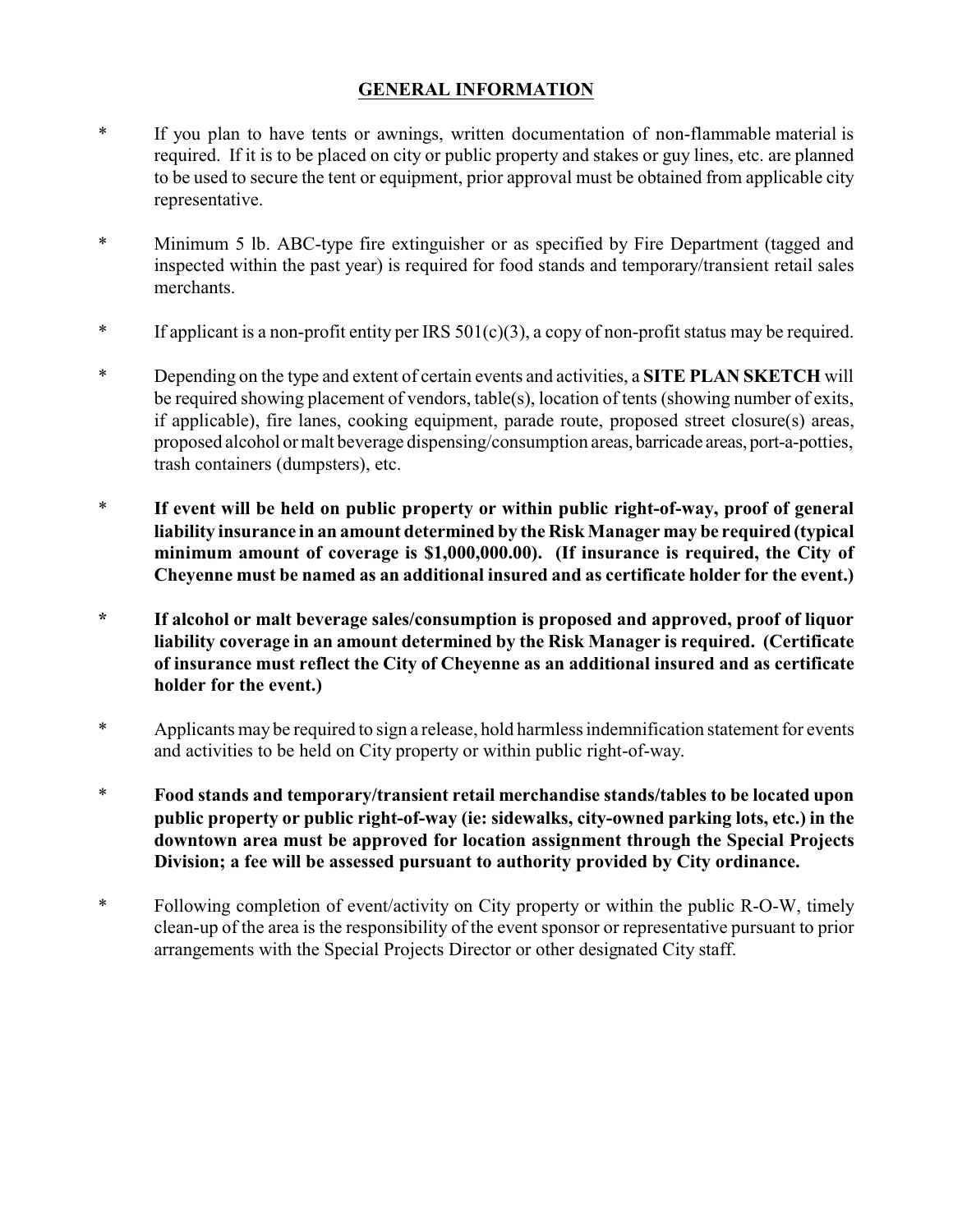## GENERAL INFORMATION

* If you plan to have tents or awnings, written documentation of non-flammable material is required. If it is to be placed on city or public property and stakes or guy lines, etc. are planned to be used to secure the tent or equipment, prior approval must be obtained from applicable city representative.

* Minimum 5 lb. ABC-type fire extinguisher or as specified by Fire Department (tagged and inspected within the past year) is required for food stands and temporary/transient retail sales merchants.

* If applicant is a non-profit entity per IRS 501(c)(3), a copy of non-profit status may be required.

* Depending on the type and extent of certain events and activities, a **SITE PLAN SKETCH** will be required showing placement of vendors, table(s), location of tents (showing number of exits, if applicable), fire lanes, cooking equipment, parade route, proposed street closure(s) areas, proposed alcohol or malt beverage dispensing/consumption areas, barricade areas, port-a-potties, trash containers (dumpsters), etc.

* **If event will be held on public property or within public right-of-way, proof of general liability insurance in an amount determined by the Risk Manager may be required (typical minimum amount of coverage is $1,000,000.00). (If insurance is required, the City of Cheyenne must be named as an additional insured and as certificate holder for the event.)**

* **If alcohol or malt beverage sales/consumption is proposed and approved, proof of liquor liability coverage in an amount determined by the Risk Manager is required. (Certificate of insurance must reflect the City of Cheyenne as an additional insured and as certificate holder for the event.)**

* Applicants may be required to sign a release, hold harmless indemnification statement for events and activities to be held on City property or within public right-of-way.

* **Food stands and temporary/transient retail merchandise stands/tables to be located upon public property or public right-of-way (ie: sidewalks, city-owned parking lots, etc.) in the downtown area must be approved for location assignment through the Special Projects Division; a fee will be assessed pursuant to authority provided by City ordinance.**

* Following completion of event/activity on City property or within the public R-O-W, timely clean-up of the area is the responsibility of the event sponsor or representative pursuant to prior arrangements with the Special Projects Director or other designated City staff.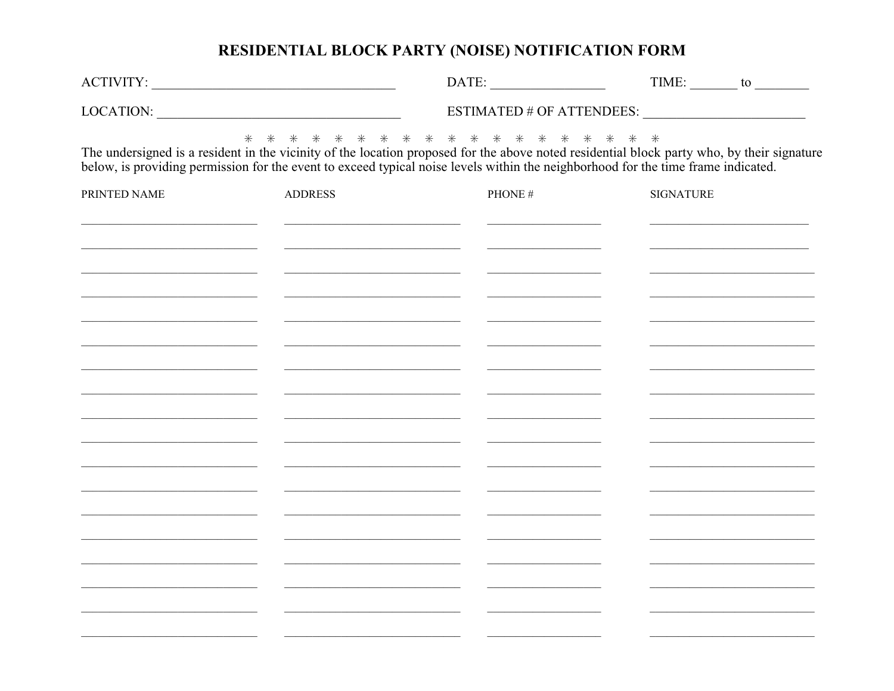# RESIDENTIAL BLOCK PARTY (NOISE) NOTIFICATION FORM

ACTIVITY: ___________________________________ DATE: ________________ TIME: _______ to ________

LOCATION: ___________________________________ ESTIMATED # OF ATTENDEES: _______________________

\* \* \* \* \* \* \* \* \* \* \* \* \* \* \* \* \* \* \* \* \* \* \* \* \* \* \* \* \* \* \* \* \* \* \* \* \* \*

The undersigned is a resident in the vicinity of the location proposed for the above noted residential block party who, by their signature below, is providing permission for the event to exceed typical noise levels within the neighborhood for the time frame indicated.

| PRINTED NAME | ADDRESS | PHONE # | SIGNATURE |
|---|---|---|---|
| | | | |
| | | | |
| | | | |
| | | | |
| | | | |
| | | | |
| | | | |
| | | | |
| | | | |
| | | | |
| | | | |
| | | | |
| | | | |
| | | | |
| | | | |
| | | | |
| | | | |
| | | | |